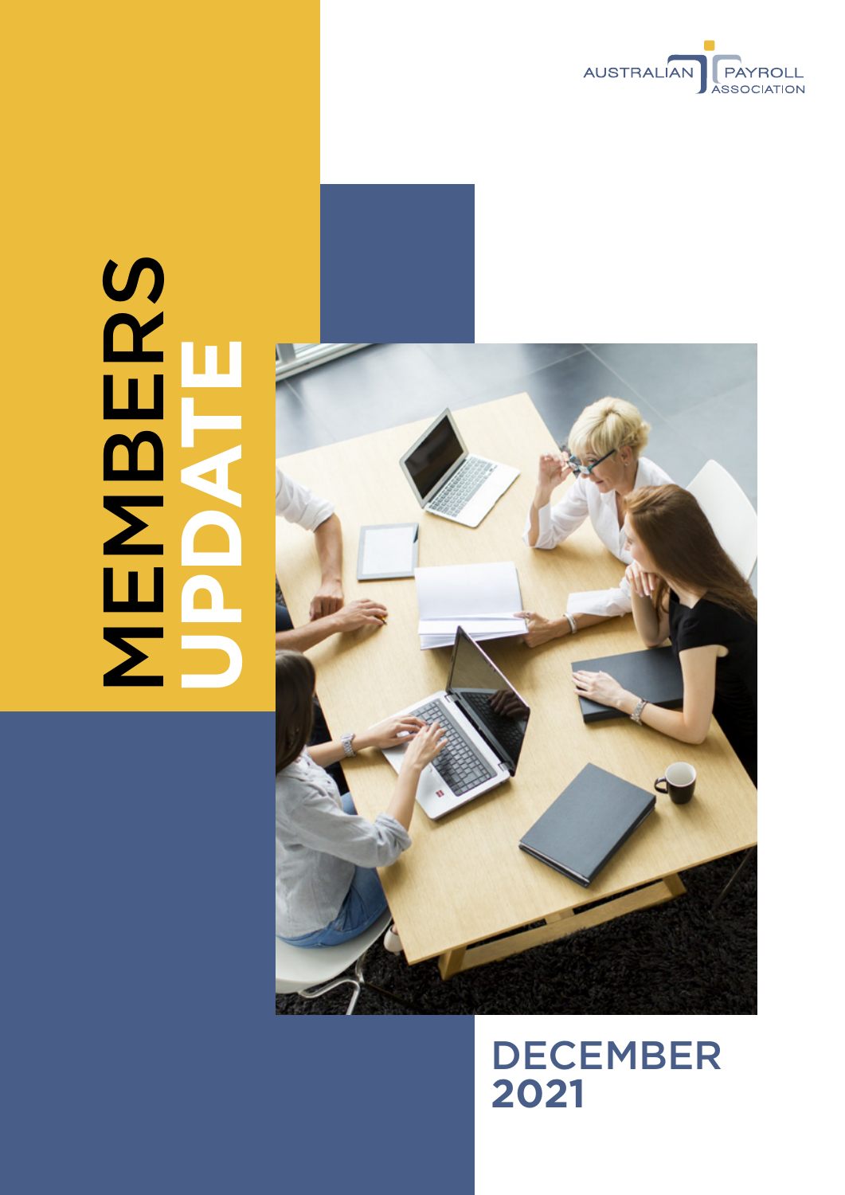AUSTRALIAN PAYROLL ASSOCIATION

# MEMBERS UPDATE

## DECEMBER 2021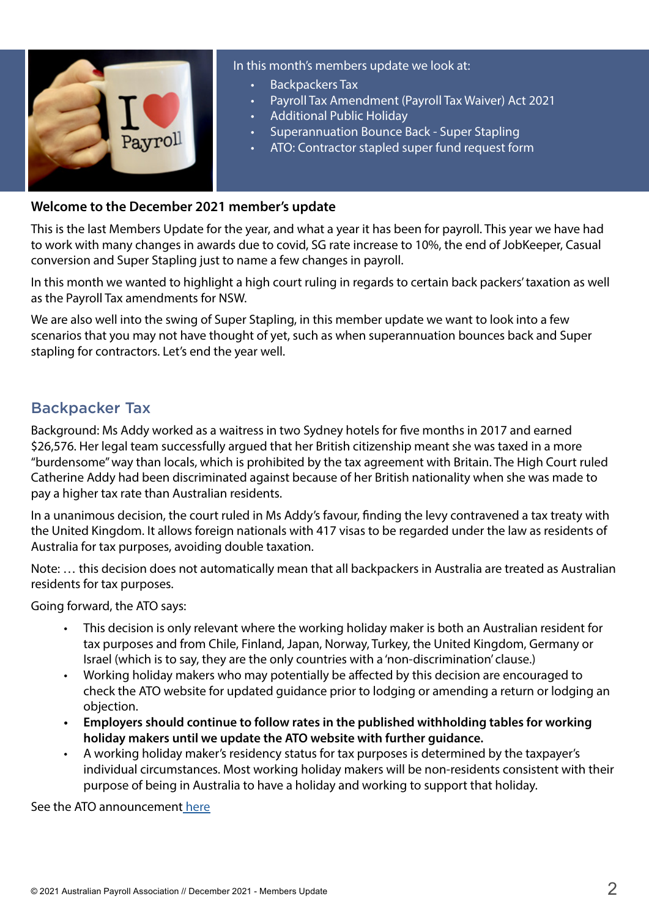In this month's members update we look at:

- Backpackers Tax
- Payroll Tax Amendment (Payroll Tax Waiver) Act 2021
- Additional Public Holiday
- Superannuation Bounce Back - Super Stapling
- ATO: Contractor stapled super fund request form

**Welcome to the December 2021 member's update**

This is the last Members Update for the year, and what a year it has been for payroll. This year we have had to work with many changes in awards due to covid, SG rate increase to 10%, the end of JobKeeper, Casual conversion and Super Stapling just to name a few changes in payroll.

In this month we wanted to highlight a high court ruling in regards to certain back packers' taxation as well as the Payroll Tax amendments for NSW.

We are also well into the swing of Super Stapling, in this member update we want to look into a few scenarios that you may not have thought of yet, such as when superannuation bounces back and Super stapling for contractors. Let's end the year well.

## Backpacker Tax

Background: Ms Addy worked as a waitress in two Sydney hotels for five months in 2017 and earned $26,576. Her legal team successfully argued that her British citizenship meant she was taxed in a more "burdensome" way than locals, which is prohibited by the tax agreement with Britain. The High Court ruled Catherine Addy had been discriminated against because of her British nationality when she was made to pay a higher tax rate than Australian residents.

In a unanimous decision, the court ruled in Ms Addy's favour, finding the levy contravened a tax treaty with the United Kingdom. It allows foreign nationals with 417 visas to be regarded under the law as residents of Australia for tax purposes, avoiding double taxation.

Note: … this decision does not automatically mean that all backpackers in Australia are treated as Australian residents for tax purposes.

Going forward, the ATO says:

- This decision is only relevant where the working holiday maker is both an Australian resident for tax purposes and from Chile, Finland, Japan, Norway, Turkey, the United Kingdom, Germany or Israel (which is to say, they are the only countries with a 'non-discrimination' clause.)
- Working holiday makers who may potentially be affected by this decision are encouraged to check the ATO website for updated guidance prior to lodging or amending a return or lodging an objection.
- **Employers should continue to follow rates in the published withholding tables for working holiday makers until we update the ATO website with further guidance.**
- A working holiday maker's residency status for tax purposes is determined by the taxpayer's individual circumstances. Most working holiday makers will be non-residents consistent with their purpose of being in Australia to have a holiday and working to support that holiday.

See the ATO announcement here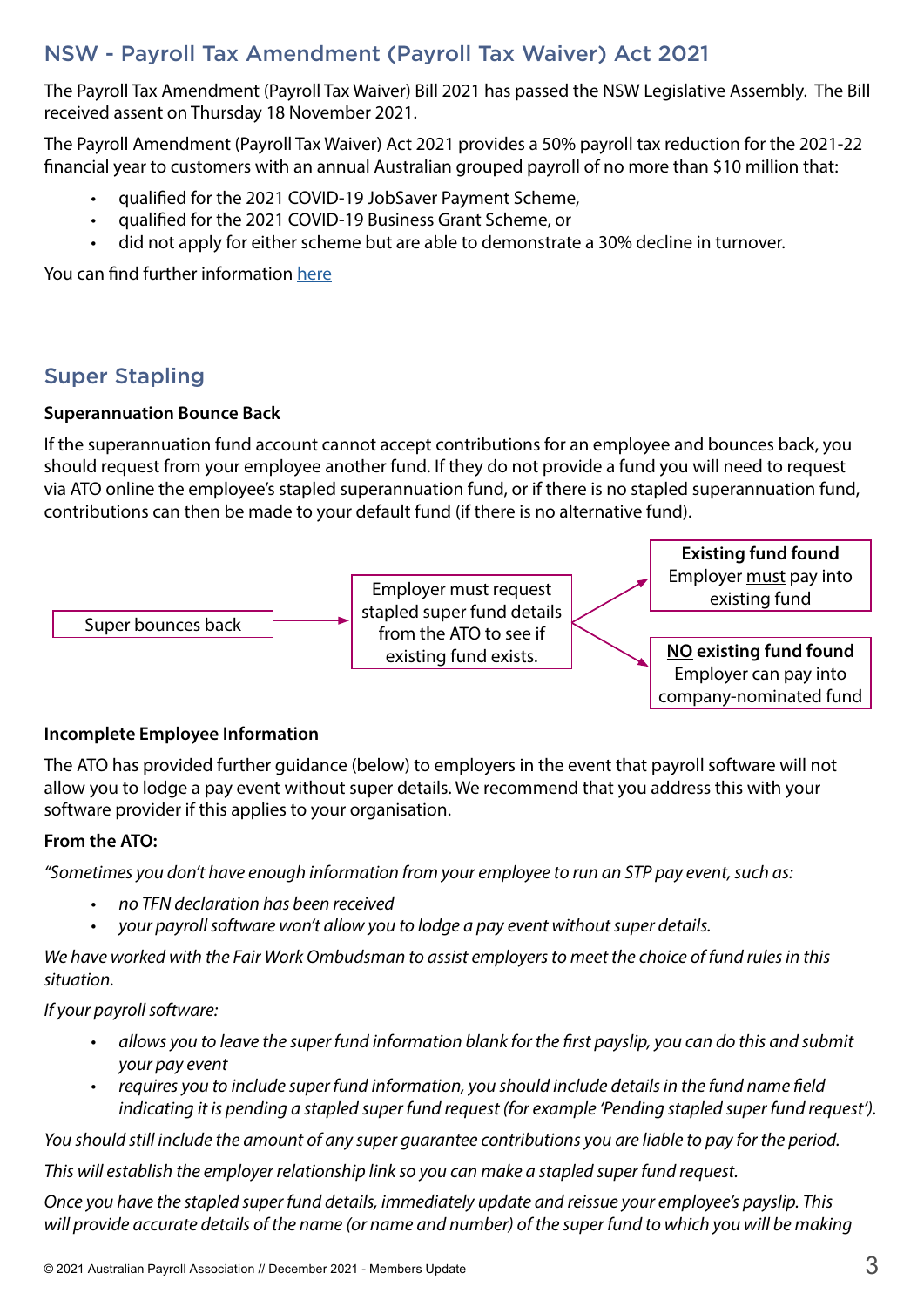## NSW - Payroll Tax Amendment (Payroll Tax Waiver) Act 2021

The Payroll Tax Amendment (Payroll Tax Waiver) Bill 2021 has passed the NSW Legislative Assembly. The Bill received assent on Thursday 18 November 2021.

The Payroll Amendment (Payroll Tax Waiver) Act 2021 provides a 50% payroll tax reduction for the 2021-22 financial year to customers with an annual Australian grouped payroll of no more than $10 million that:

- qualified for the 2021 COVID-19 JobSaver Payment Scheme,
- qualified for the 2021 COVID-19 Business Grant Scheme, or
- did not apply for either scheme but are able to demonstrate a 30% decline in turnover.

You can find further information here

## Super Stapling

**Superannuation Bounce Back**

If the superannuation fund account cannot accept contributions for an employee and bounces back, you should request from your employee another fund. If they do not provide a fund you will need to request via ATO online the employee's stapled superannuation fund, or if there is no stapled superannuation fund, contributions can then be made to your default fund (if there is no alternative fund).

Super bounces back → Employer must request stapled super fund details from the ATO to see if existing fund exists. →

- **Existing fund found** Employer must pay into existing fund
- **NO existing fund found** Employer can pay into company-nominated fund

**Incomplete Employee Information**

The ATO has provided further guidance (below) to employers in the event that payroll software will not allow you to lodge a pay event without super details. We recommend that you address this with your software provider if this applies to your organisation.

**From the ATO:**

*"Sometimes you don't have enough information from your employee to run an STP pay event, such as:*

- *no TFN declaration has been received*
- *your payroll software won't allow you to lodge a pay event without super details.*

*We have worked with the Fair Work Ombudsman to assist employers to meet the choice of fund rules in this situation.*

*If your payroll software:*

- *allows you to leave the super fund information blank for the first payslip, you can do this and submit your pay event*
- *requires you to include super fund information, you should include details in the fund name field indicating it is pending a stapled super fund request (for example 'Pending stapled super fund request').*

*You should still include the amount of any super guarantee contributions you are liable to pay for the period.*

*This will establish the employer relationship link so you can make a stapled super fund request.*

*Once you have the stapled super fund details, immediately update and reissue your employee's payslip. This will provide accurate details of the name (or name and number) of the super fund to which you will be making*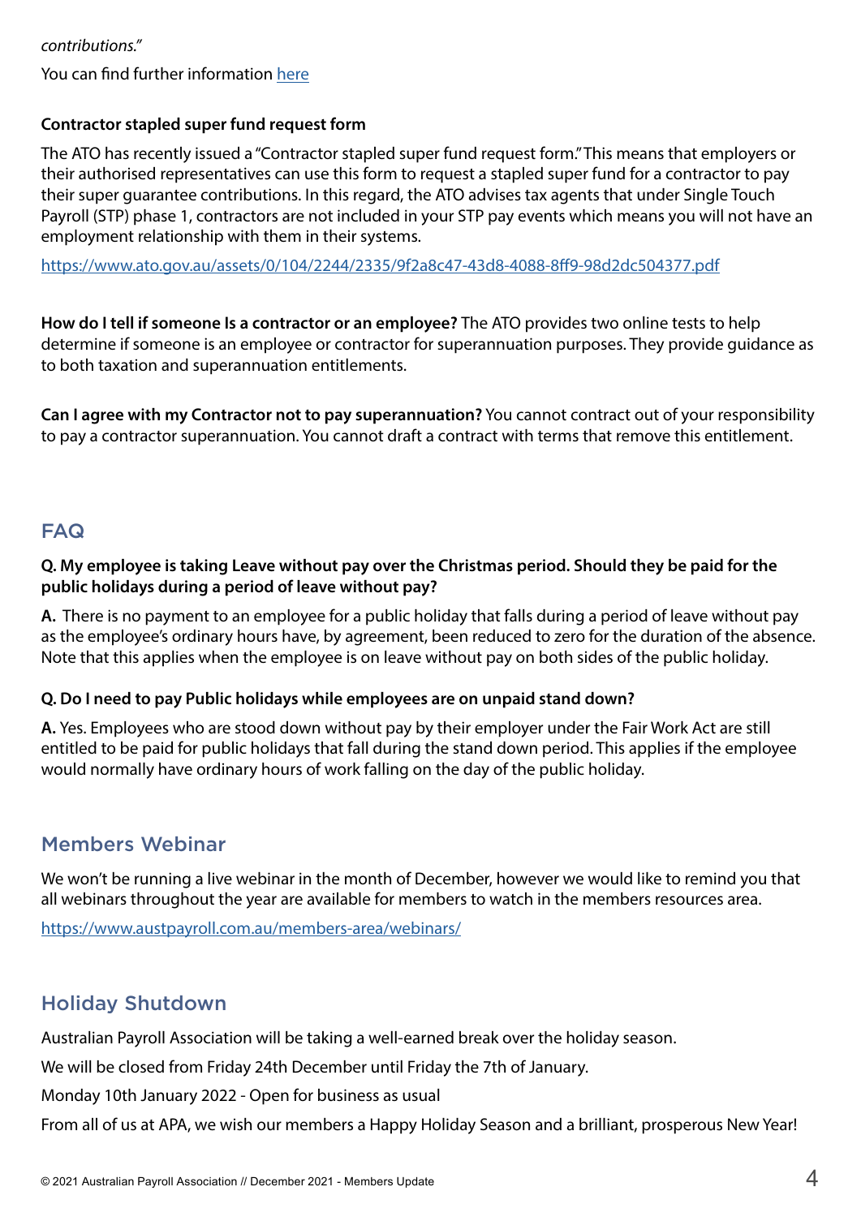*contributions."*

You can find further information here

**Contractor stapled super fund request form**

The ATO has recently issued a "Contractor stapled super fund request form." This means that employers or their authorised representatives can use this form to request a stapled super fund for a contractor to pay their super guarantee contributions. In this regard, the ATO advises tax agents that under Single Touch Payroll (STP) phase 1, contractors are not included in your STP pay events which means you will not have an employment relationship with them in their systems.

https://www.ato.gov.au/assets/0/104/2244/2335/9f2a8c47-43d8-4088-8ff9-98d2dc504377.pdf

**How do I tell if someone Is a contractor or an employee?** The ATO provides two online tests to help determine if someone is an employee or contractor for superannuation purposes. They provide guidance as to both taxation and superannuation entitlements.

**Can I agree with my Contractor not to pay superannuation?** You cannot contract out of your responsibility to pay a contractor superannuation. You cannot draft a contract with terms that remove this entitlement.

## FAQ

**Q. My employee is taking Leave without pay over the Christmas period. Should they be paid for the public holidays during a period of leave without pay?**

**A.** There is no payment to an employee for a public holiday that falls during a period of leave without pay as the employee's ordinary hours have, by agreement, been reduced to zero for the duration of the absence. Note that this applies when the employee is on leave without pay on both sides of the public holiday.

**Q. Do I need to pay Public holidays while employees are on unpaid stand down?**

**A.** Yes. Employees who are stood down without pay by their employer under the Fair Work Act are still entitled to be paid for public holidays that fall during the stand down period. This applies if the employee would normally have ordinary hours of work falling on the day of the public holiday.

## Members Webinar

We won't be running a live webinar in the month of December, however we would like to remind you that all webinars throughout the year are available for members to watch in the members resources area.

https://www.austpayroll.com.au/members-area/webinars/

## Holiday Shutdown

Australian Payroll Association will be taking a well-earned break over the holiday season.

We will be closed from Friday 24th December until Friday the 7th of January.

Monday 10th January 2022 - Open for business as usual

From all of us at APA, we wish our members a Happy Holiday Season and a brilliant, prosperous New Year!